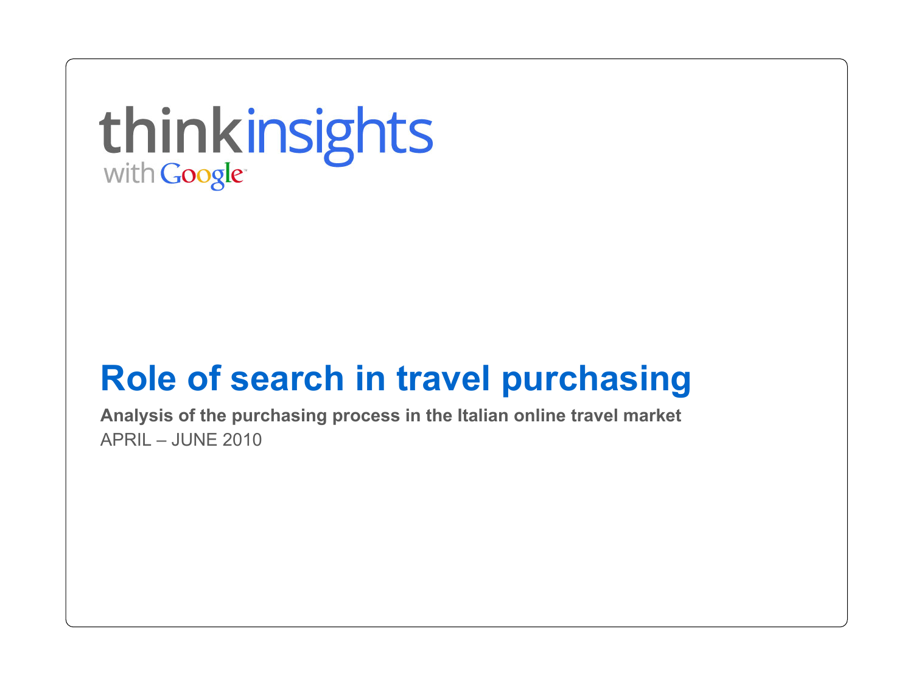thinkinsights with Google

# Role of search in travel purchasing

**Analysis of the purchasing process in the Italian online travel market**

APRIL – JUNE 2010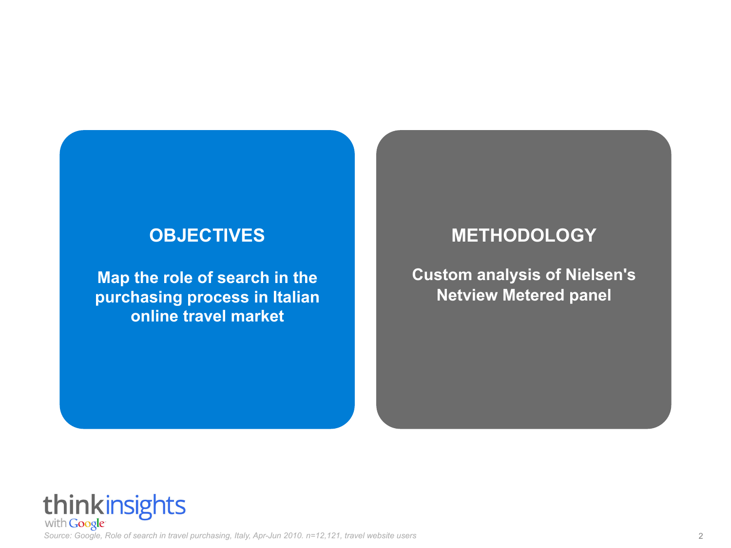## OBJECTIVES

**Map the role of search in the purchasing process in Italian online travel market**

## METHODOLOGY

**Custom analysis of Nielsen's Netview Metered panel**

*Source: Google, Role of search in travel purchasing, Italy, Apr-Jun 2010. n=12,121, travel website users*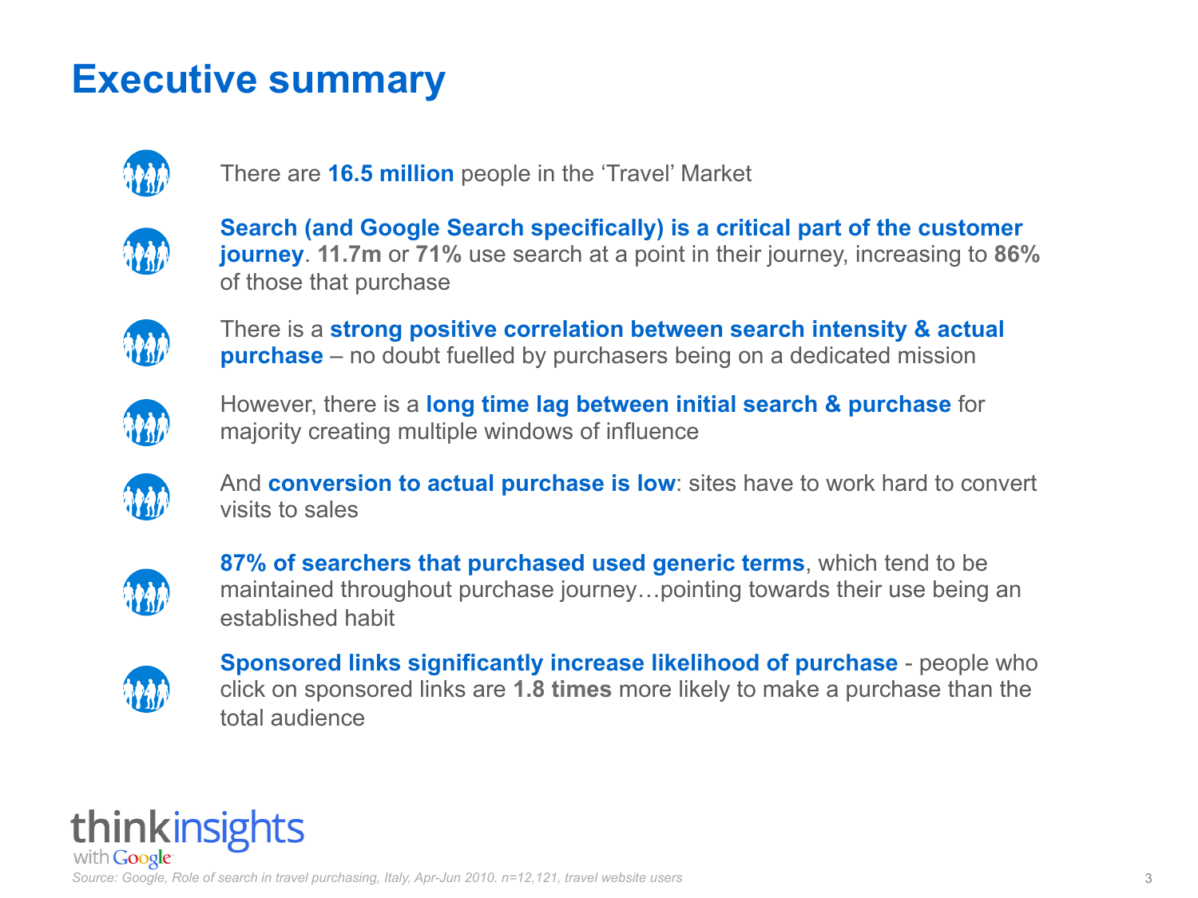# Executive summary

- There are **16.5 million** people in the 'Travel' Market
- **Search (and Google Search specifically) is a critical part of the customer journey**. **11.7m** or **71%** use search at a point in their journey, increasing to **86%** of those that purchase
- There is a **strong positive correlation between search intensity & actual purchase** – no doubt fuelled by purchasers being on a dedicated mission
- However, there is a **long time lag between initial search & purchase** for majority creating multiple windows of influence
- And **conversion to actual purchase is low**: sites have to work hard to convert visits to sales
- **87% of searchers that purchased used generic terms**, which tend to be maintained throughout purchase journey…pointing towards their use being an established habit
- **Sponsored links significantly increase likelihood of purchase** - people who click on sponsored links are **1.8 times** more likely to make a purchase than the total audience

thinkinsights with Google

*Source: Google, Role of search in travel purchasing, Italy, Apr-Jun 2010. n=12,121, travel website users*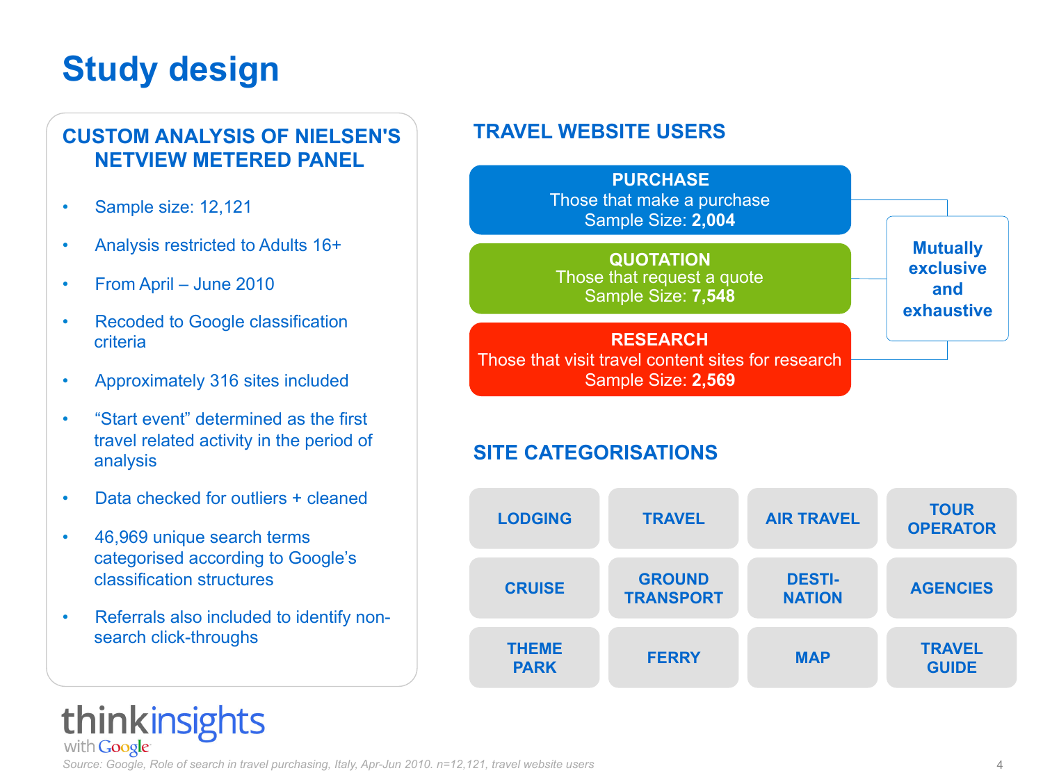# Study design

## CUSTOM ANALYSIS OF NIELSEN'S NETVIEW METERED PANEL

- Sample size: 12,121
- Analysis restricted to Adults 16+
- From April – June 2010
- Recoded to Google classification criteria
- Approximately 316 sites included
- "Start event" determined as the first travel related activity in the period of analysis
- Data checked for outliers + cleaned
- 46,969 unique search terms categorised according to Google's classification structures
- Referrals also included to identify non-search click-throughs

## TRAVEL WEBSITE USERS

**PURCHASE**
Those that make a purchase
Sample Size: **2,004**

**QUOTATION**
Those that request a quote
Sample Size: **7,548**

**RESEARCH**
Those that visit travel content sites for research
Sample Size: **2,569**

**Mutually exclusive and exhaustive**

## SITE CATEGORISATIONS

| | | | |
|---|---|---|---|
| LODGING | TRAVEL | AIR TRAVEL | TOUR OPERATOR |
| CRUISE | GROUND TRANSPORT | DESTI-NATION | AGENCIES |
| THEME PARK | FERRY | MAP | TRAVEL GUIDE |

thinkinsights with Google

*Source: Google, Role of search in travel purchasing, Italy, Apr-Jun 2010. n=12,121, travel website users*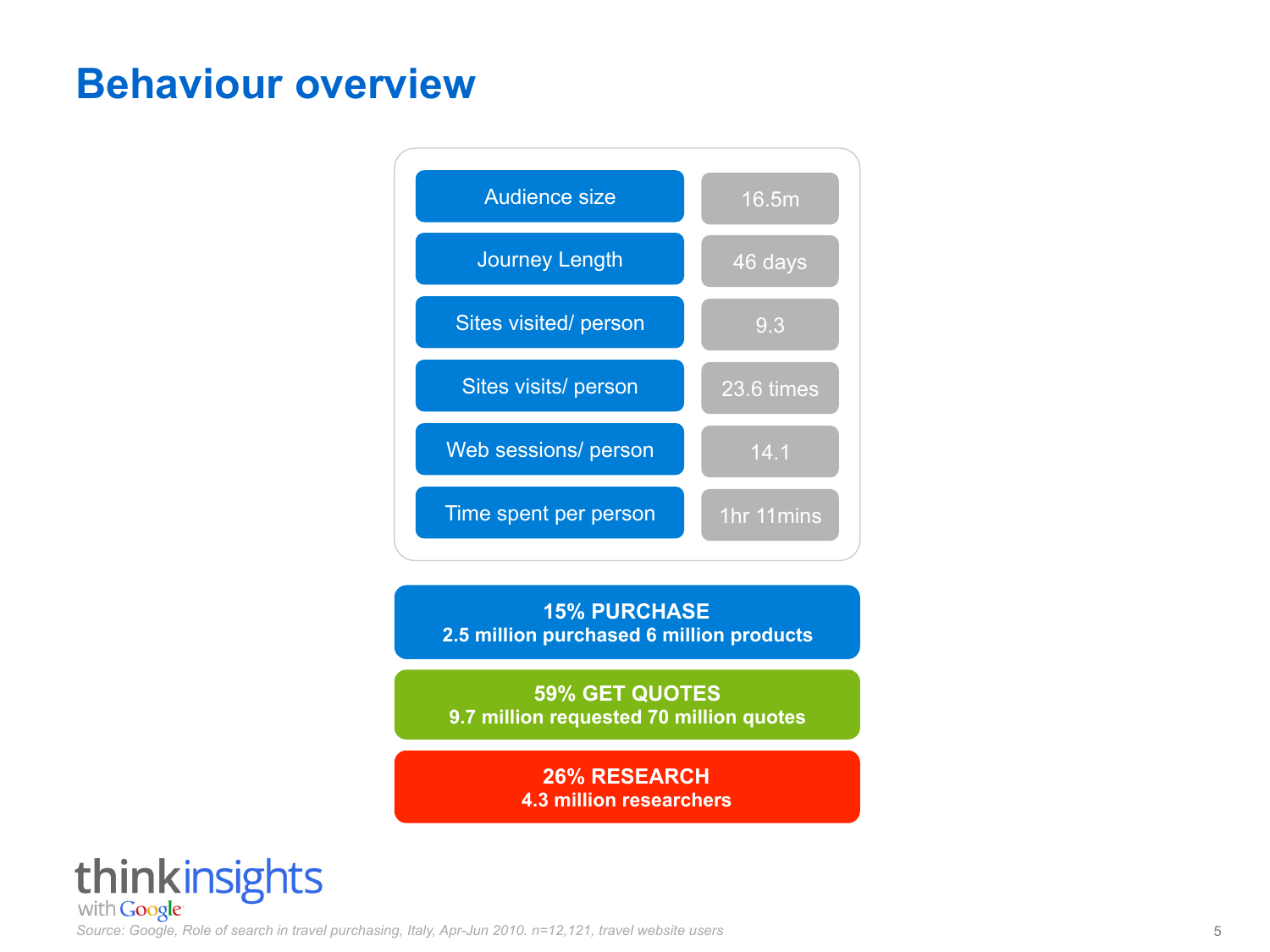# Behaviour overview

| | |
|---|---|
| Audience size | 16.5m |
| Journey Length | 46 days |
| Sites visited/ person | 9.3 |
| Sites visits/ person | 23.6 times |
| Web sessions/ person | 14.1 |
| Time spent per person | 1hr 11mins |

**15% PURCHASE**
**2.5 million purchased 6 million products**

**59% GET QUOTES**
**9.7 million requested 70 million quotes**

**26% RESEARCH**
**4.3 million researchers**

thinkinsights with Google

*Source: Google, Role of search in travel purchasing, Italy, Apr-Jun 2010. n=12,121, travel website users*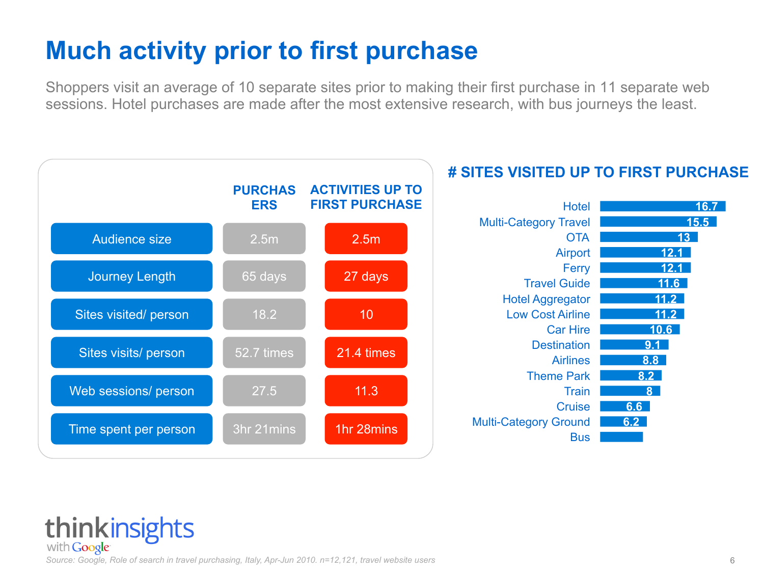# Much activity prior to first purchase

Shoppers visit an average of 10 separate sites prior to making their first purchase in 11 separate web sessions. Hotel purchases are made after the most extensive research, with bus journeys the least.

| | PURCHASERS | ACTIVITIES UP TO FIRST PURCHASE |
|---|---|---|
| Audience size | 2.5m | 2.5m |
| Journey Length | 65 days | 27 days |
| Sites visited/ person | 18.2 | 10 |
| Sites visits/ person | 52.7 times | 21.4 times |
| Web sessions/ person | 27.5 | 11.3 |
| Time spent per person | 3hr 21mins | 1hr 28mins |

## # SITES VISITED UP TO FIRST PURCHASE

Hotel 16.7
Multi-Category Travel 15.5
OTA 13
Airport 12.1
Ferry 12.1
Travel Guide 11.6
Hotel Aggregator 11.2
Low Cost Airline 11.2
Car Hire 10.6
Destination 9.1
Airlines 8.8
Theme Park 8.2
Train 8
Cruise 6.6
Multi-Category Ground 6.2
Bus

thinkinsights with Google

*Source: Google, Role of search in travel purchasing, Italy, Apr-Jun 2010. n=12,121, travel website users*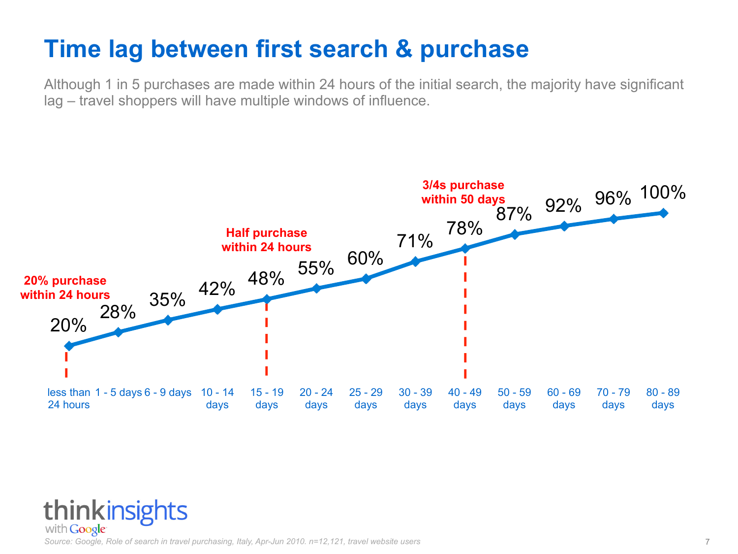# Time lag between first search & purchase

Although 1 in 5 purchases are made within 24 hours of the initial search, the majority have significant lag – travel shoppers will have multiple windows of influence.

**20% purchase within 24 hours**

**Half purchase within 24 hours**

**3/4s purchase within 50 days**

20%
28%
35%
42%
48%
55%
60%
71%
78%
87%
92%
96%
100%

less than 24 hours
1 - 5 days
6 - 9 days
10 - 14 days
15 - 19 days
20 - 24 days
25 - 29 days
30 - 39 days
40 - 49 days
50 - 59 days
60 - 69 days
70 - 79 days
80 - 89 days

thinkinsights with Google

*Source: Google, Role of search in travel purchasing, Italy, Apr-Jun 2010. n=12,121, travel website users*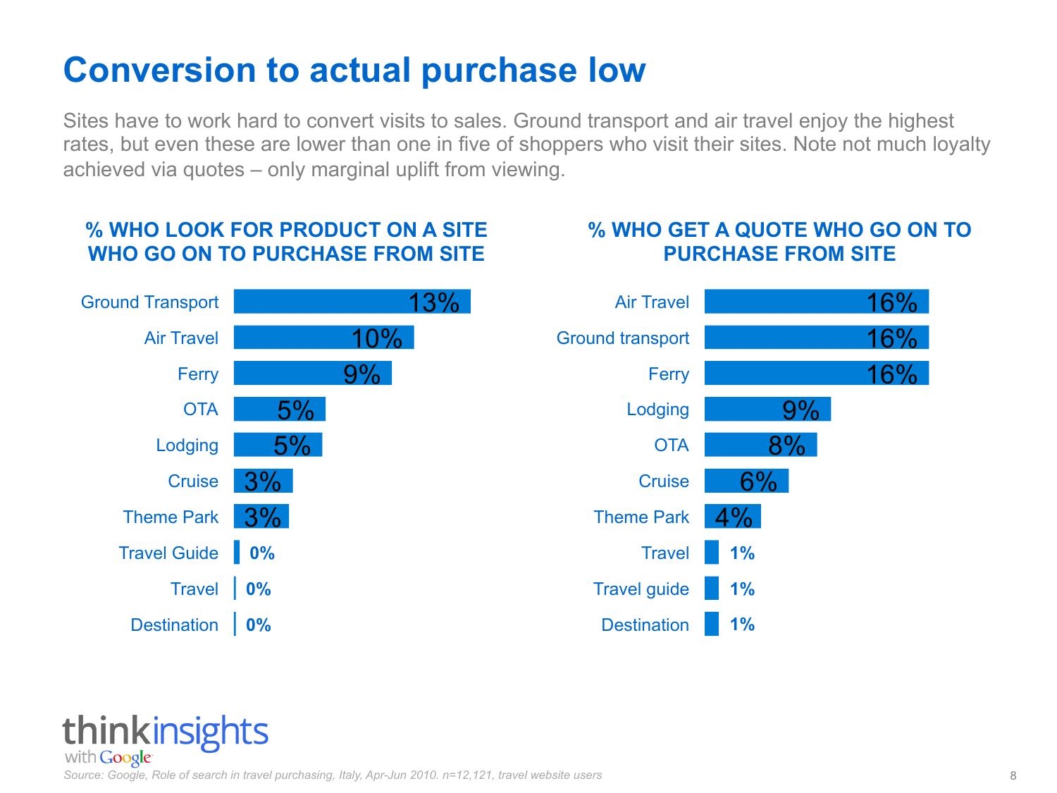# Conversion to actual purchase low

Sites have to work hard to convert visits to sales. Ground transport and air travel enjoy the highest rates, but even these are lower than one in five of shoppers who visit their sites. Note not much loyalty achieved via quotes – only marginal uplift from viewing.

## % WHO LOOK FOR PRODUCT ON A SITE WHO GO ON TO PURCHASE FROM SITE

Ground Transport 13%
Air Travel 10%
Ferry 9%
OTA 5%
Lodging 5%
Cruise 3%
Theme Park 3%
Travel Guide 0%
Travel 0%
Destination 0%

## % WHO GET A QUOTE WHO GO ON TO PURCHASE FROM SITE

Air Travel 16%
Ground transport 16%
Ferry 16%
Lodging 9%
OTA 8%
Cruise 6%
Theme Park 4%
Travel 1%
Travel guide 1%
Destination 1%

thinkinsights with Google

*Source: Google, Role of search in travel purchasing, Italy, Apr-Jun 2010. n=12,121, travel website users*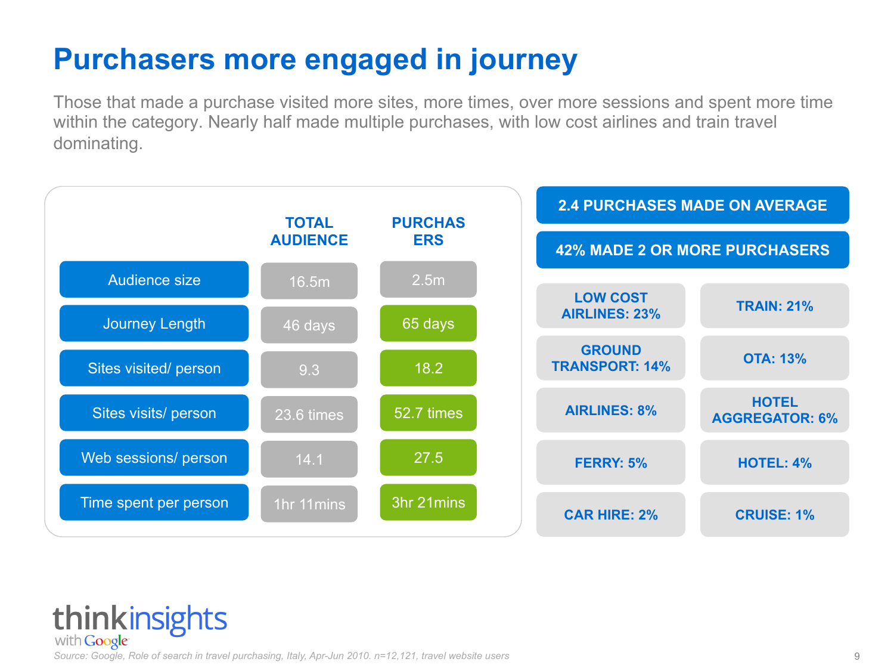# Purchasers more engaged in journey

Those that made a purchase visited more sites, more times, over more sessions and spent more time within the category. Nearly half made multiple purchases, with low cost airlines and train travel dominating.

| | TOTAL AUDIENCE | PURCHASERS |
|---|---|---|
| Audience size | 16.5m | 2.5m |
| Journey Length | 46 days | 65 days |
| Sites visited/ person | 9.3 | 18.2 |
| Sites visits/ person | 23.6 times | 52.7 times |
| Web sessions/ person | 14.1 | 27.5 |
| Time spent per person | 1hr 11mins | 3hr 21mins |

**2.4 PURCHASES MADE ON AVERAGE**

**42% MADE 2 OR MORE PURCHASERS**

| | |
|---|---|
| LOW COST AIRLINES: 23% | TRAIN: 21% |
| GROUND TRANSPORT: 14% | OTA: 13% |
| AIRLINES: 8% | HOTEL AGGREGATOR: 6% |
| FERRY: 5% | HOTEL: 4% |
| CAR HIRE: 2% | CRUISE: 1% |

thinkinsights with Google

*Source: Google, Role of search in travel purchasing, Italy, Apr-Jun 2010. n=12,121, travel website users*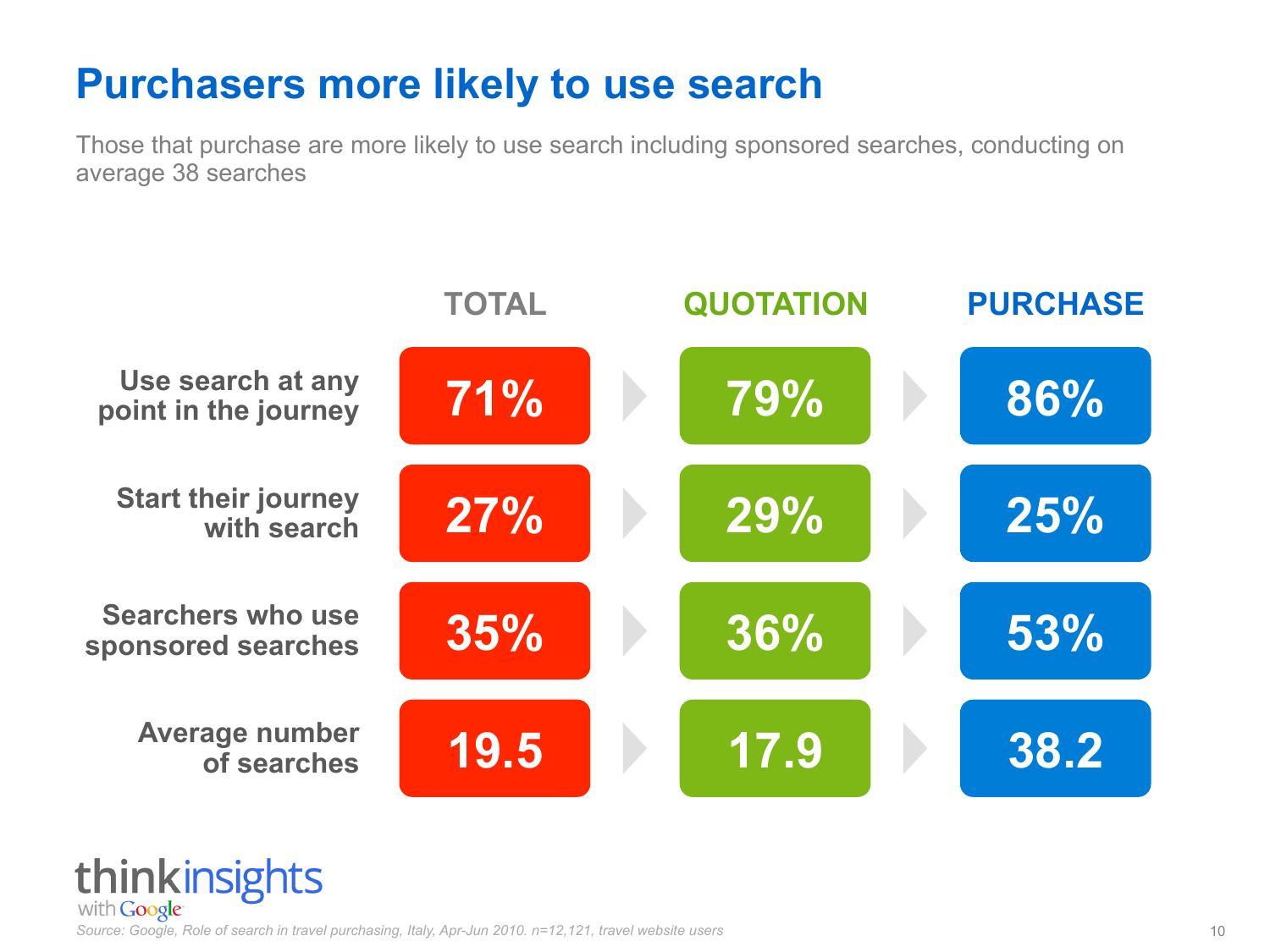# Purchasers more likely to use search

Those that purchase are more likely to use search including sponsored searches, conducting on average 38 searches

| | TOTAL | QUOTATION | PURCHASE |
|---|---|---|---|
| Use search at any point in the journey | 71% | 79% | 86% |
| Start their journey with search | 27% | 29% | 25% |
| Searchers who use sponsored searches | 35% | 36% | 53% |
| Average number of searches | 19.5 | 17.9 | 38.2 |

thinkinsights with Google

*Source: Google, Role of search in travel purchasing, Italy, Apr-Jun 2010. n=12,121, travel website users*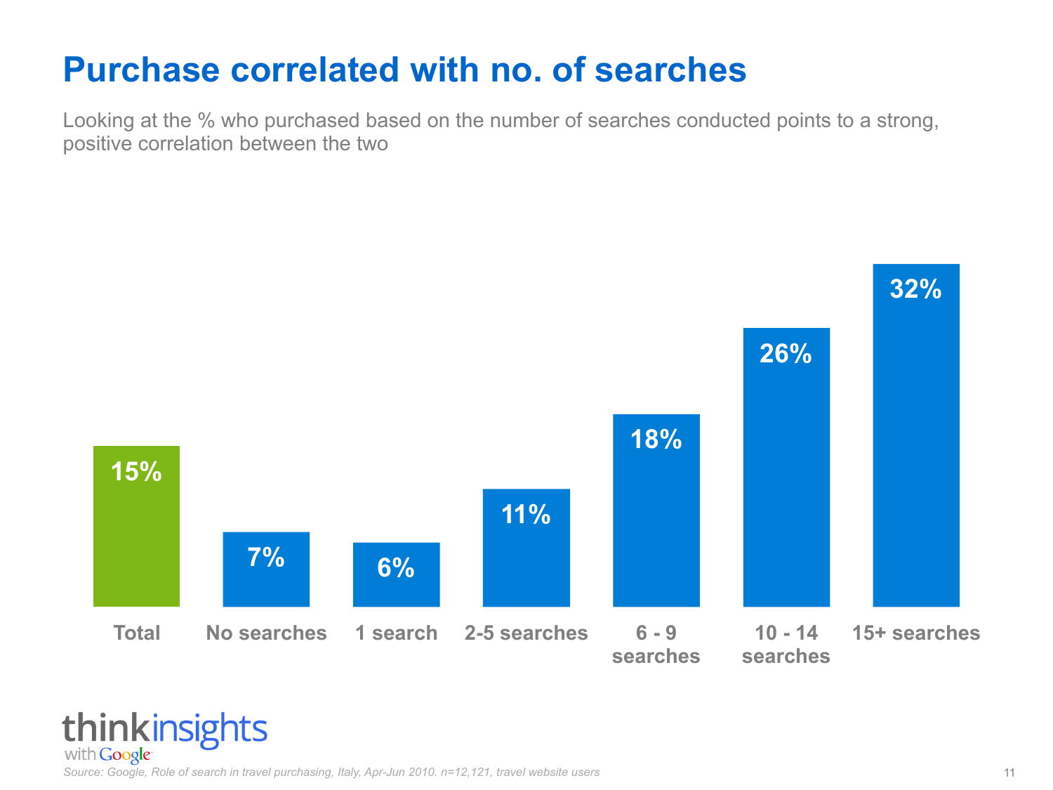# Purchase correlated with no. of searches

Looking at the % who purchased based on the number of searches conducted points to a strong, positive correlation between the two

15%
7%
6%
11%
18%
26%
32%

Total
No searches
1 search
2-5 searches
6 - 9 searches
10 - 14 searches
15+ searches

thinkinsights with Google

*Source: Google, Role of search in travel purchasing, Italy, Apr-Jun 2010. n=12,121, travel website users*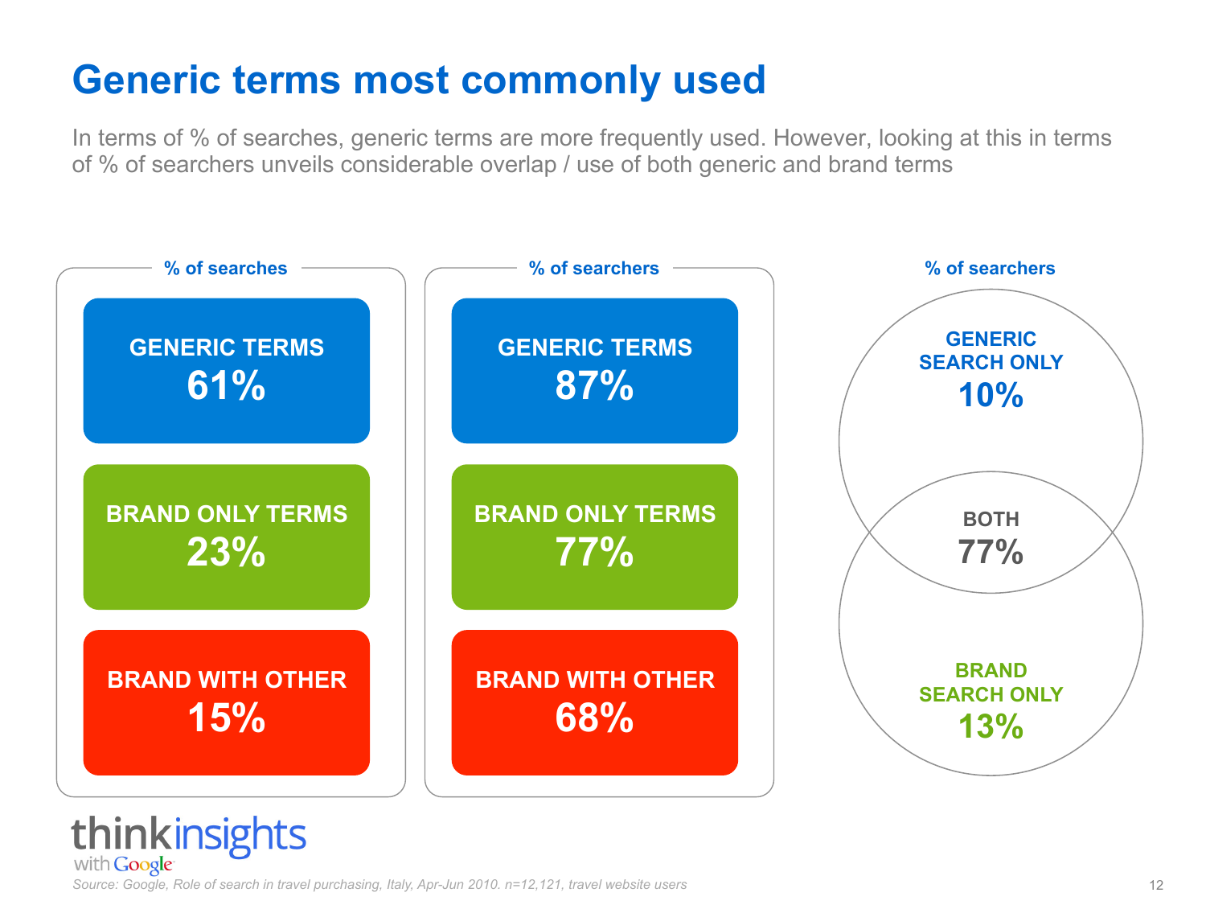# Generic terms most commonly used

In terms of % of searches, generic terms are more frequently used. However, looking at this in terms of % of searchers unveils considerable overlap / use of both generic and brand terms

**% of searches**

GENERIC TERMS
61%

BRAND ONLY TERMS
23%

BRAND WITH OTHER
15%

**% of searchers**

GENERIC TERMS
87%

BRAND ONLY TERMS
77%

BRAND WITH OTHER
68%

**% of searchers**

GENERIC SEARCH ONLY
10%

BOTH
77%

BRAND SEARCH ONLY
13%

thinkinsights with Google

*Source: Google, Role of search in travel purchasing, Italy, Apr-Jun 2010. n=12,121, travel website users*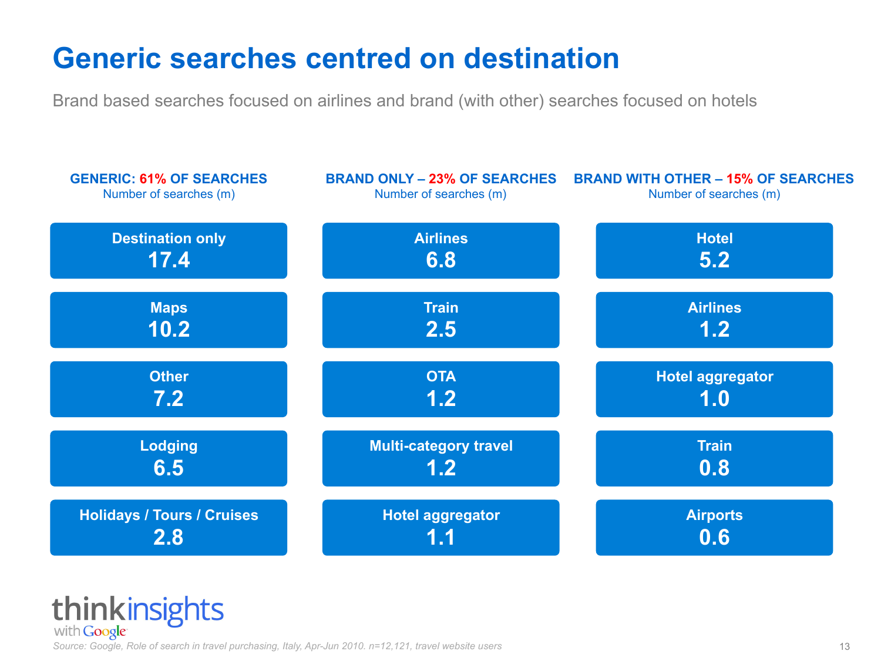# Generic searches centred on destination

Brand based searches focused on airlines and brand (with other) searches focused on hotels

| GENERIC: 61% OF SEARCHES Number of searches (m) | BRAND ONLY – 23% OF SEARCHES Number of searches (m) | BRAND WITH OTHER – 15% OF SEARCHES Number of searches (m) |
|---|---|---|
| Destination only 17.4 | Airlines 6.8 | Hotel 5.2 |
| Maps 10.2 | Train 2.5 | Airlines 1.2 |
| Other 7.2 | OTA 1.2 | Hotel aggregator 1.0 |
| Lodging 6.5 | Multi-category travel 1.2 | Train 0.8 |
| Holidays / Tours / Cruises 2.8 | Hotel aggregator 1.1 | Airports 0.6 |

thinkinsights with Google

*Source: Google, Role of search in travel purchasing, Italy, Apr-Jun 2010. n=12,121, travel website users*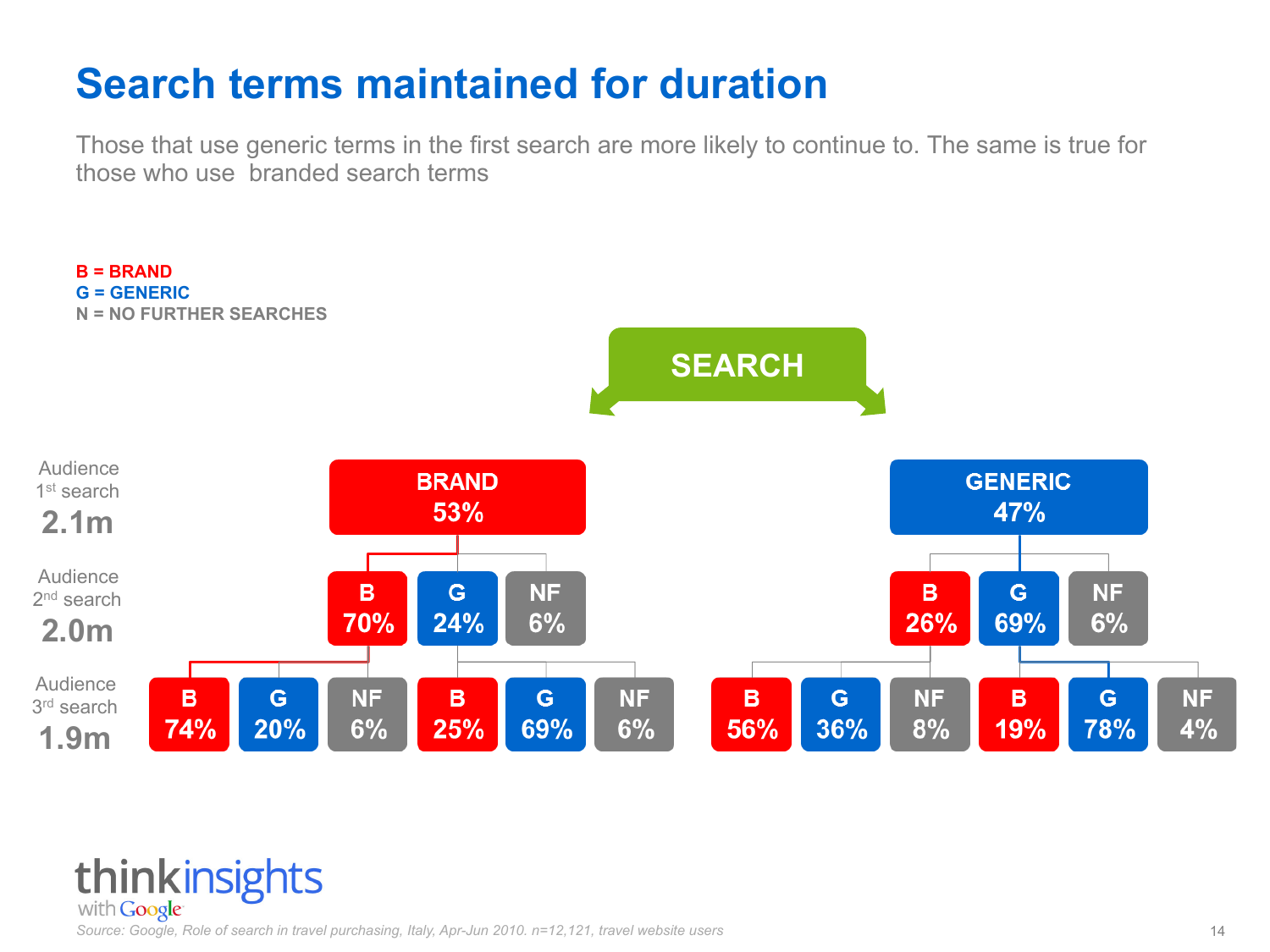# Search terms maintained for duration

Those that use generic terms in the first search are more likely to continue to. The same is true for those who use branded search terms

B = BRAND
G = GENERIC
N = NO FURTHER SEARCHES

SEARCH

Audience 1st search **2.1m**

Audience 2nd search **2.0m**

Audience 3rd search **1.9m**

BRAND 53%

B 70%
G 24%
NF 6%

B 74%
G 20%
NF 6%
B 25%
G 69%
NF 6%

GENERIC 47%

B 26%
G 69%
NF 6%

B 56%
G 36%
NF 8%
B 19%
G 78%
NF 4%

thinkinsights with Google

*Source: Google, Role of search in travel purchasing, Italy, Apr-Jun 2010. n=12,121, travel website users*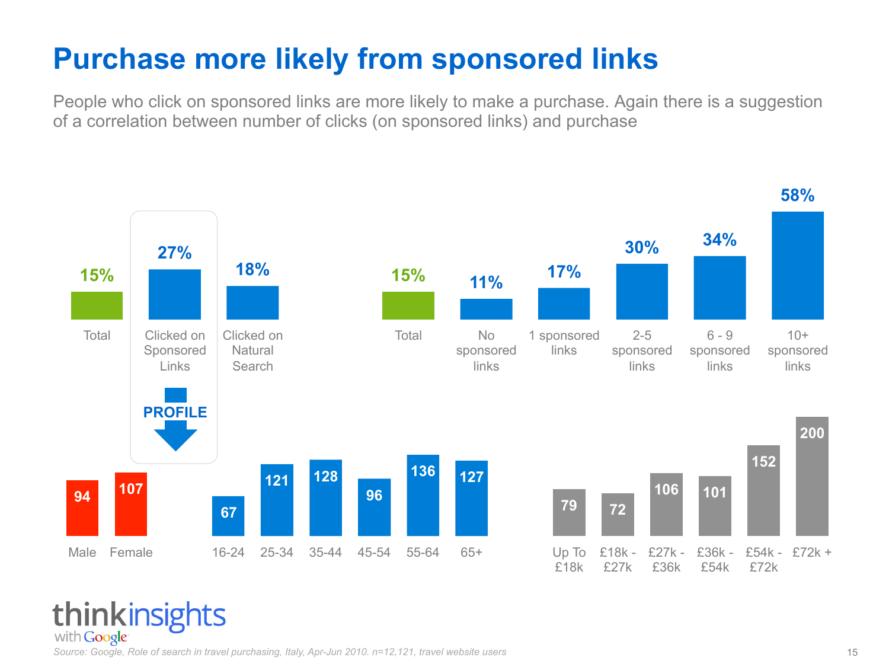# Purchase more likely from sponsored links

People who click on sponsored links are more likely to make a purchase. Again there is a suggestion of a correlation between number of clicks (on sponsored links) and purchase

15%
Total

27%
Clicked on Sponsored Links

18%
Clicked on Natural Search

15%
Total

11%
No sponsored links

17%
1 sponsored links

30%
2-5 sponsored links

34%
6 - 9 sponsored links

58%
10+ sponsored links

PROFILE

94
Male

107
Female

67
16-24

121
25-34

128
35-44

96
45-54

136
55-64

127
65+

79
Up To £18k

72
£18k - £27k

106
£27k - £36k

101
£36k - £54k

152
£54k - £72k

200
£72k +

thinkinsights with Google

*Source: Google, Role of search in travel purchasing, Italy, Apr-Jun 2010. n=12,121, travel website users*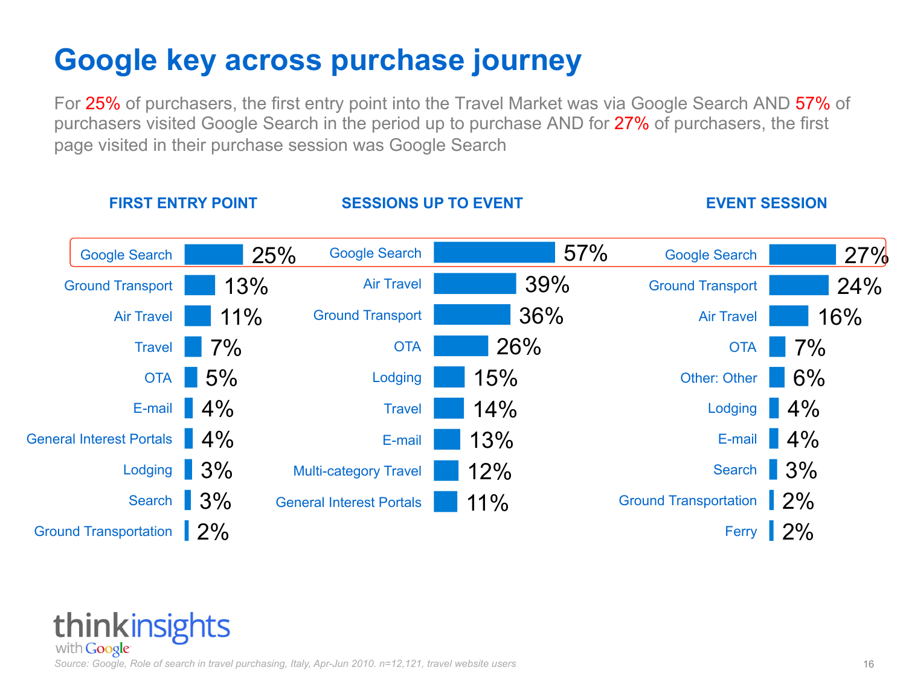# Google key across purchase journey

For 25% of purchasers, the first entry point into the Travel Market was via Google Search AND 57% of purchasers visited Google Search in the period up to purchase AND for 27% of purchasers, the first page visited in their purchase session was Google Search

**FIRST ENTRY POINT**

Google Search 25%
Ground Transport 13%
Air Travel 11%
Travel 7%
OTA 5%
E-mail 4%
General Interest Portals 4%
Lodging 3%
Search 3%
Ground Transportation 2%

**SESSIONS UP TO EVENT**

Google Search 57%
Air Travel 39%
Ground Transport 36%
OTA 26%
Lodging 15%
Travel 14%
E-mail 13%
Multi-category Travel 12%
General Interest Portals 11%

**EVENT SESSION**

Google Search 27%
Ground Transport 24%
Air Travel 16%
OTA 7%
Other: Other 6%
Lodging 4%
E-mail 4%
Search 3%
Ground Transportation 2%
Ferry 2%

thinkinsights with Google

*Source: Google, Role of search in travel purchasing, Italy, Apr-Jun 2010. n=12,121, travel website users*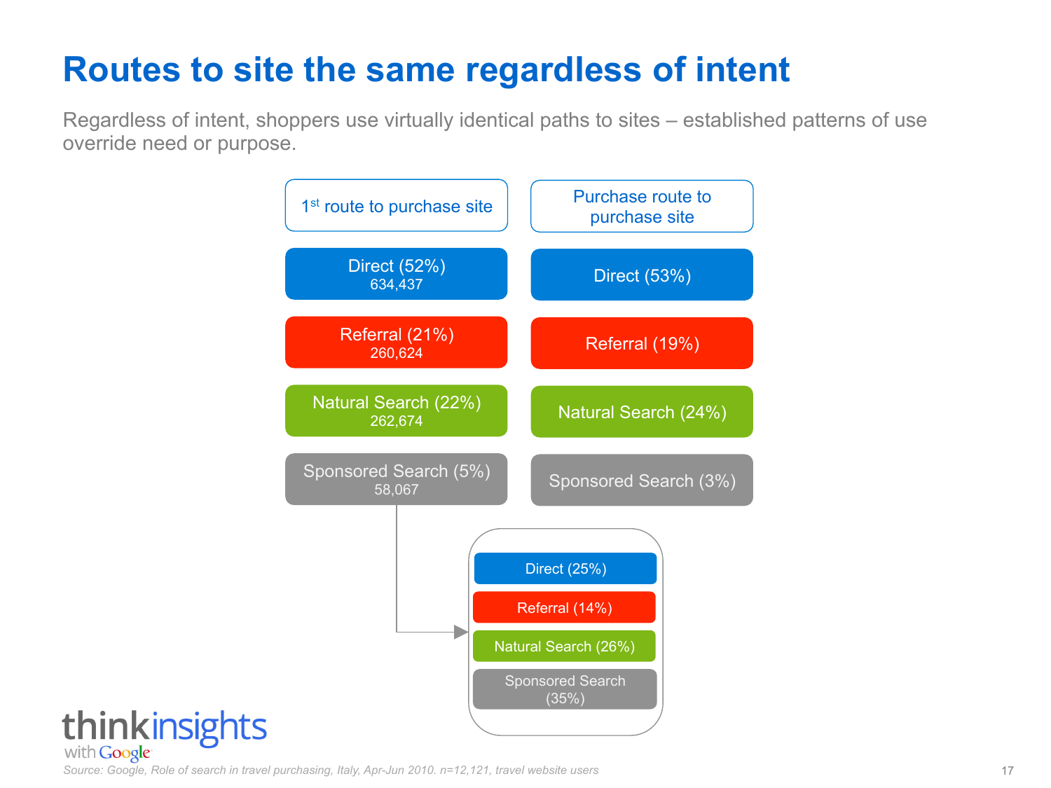# Routes to site the same regardless of intent

Regardless of intent, shoppers use virtually identical paths to sites – established patterns of use override need or purpose.

1st route to purchase site

Direct (52%)
634,437

Referral (21%)
260,624

Natural Search (22%)
262,674

Sponsored Search (5%)
58,067

Purchase route to purchase site

Direct (53%)

Referral (19%)

Natural Search (24%)

Sponsored Search (3%)

Direct (25%)

Referral (14%)

Natural Search (26%)

Sponsored Search (35%)

thinkinsights with Google

*Source: Google, Role of search in travel purchasing, Italy, Apr-Jun 2010. n=12,121, travel website users*